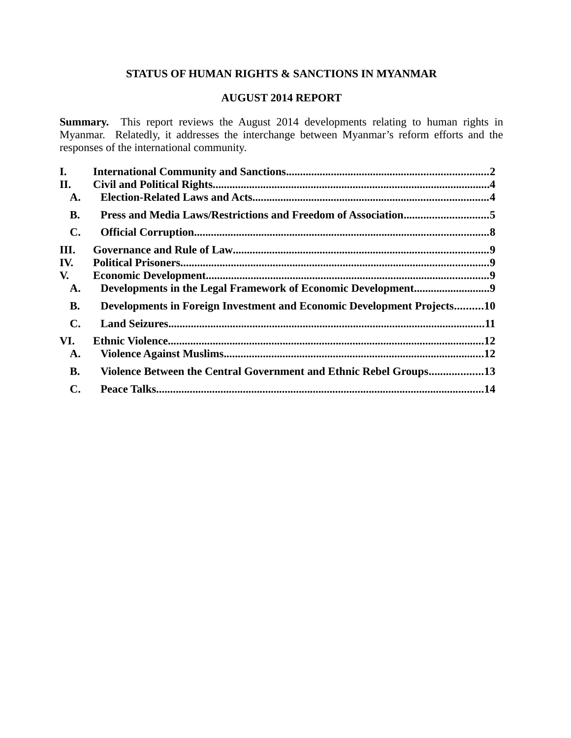# STATUS OF HUMAN RIGHTS & SANCTIONS IN MYANMAR

## AUGUST 2014 REPORT

**Summary.** This report reviews the August 2014 developments relating to human rights in Myanmar. Relatedly, it addresses the interchange between Myanmar's reform efforts and the responses of the international community.

**I. International Community and Sanctions....................2**

**II. Civil and Political Rights....................4**

- **A. Election-Related Laws and Acts....................4**
- **B. Press and Media Laws/Restrictions and Freedom of Association....................5**
- **C. Official Corruption....................8**

**III. Governance and Rule of Law....................9**

**IV. Political Prisoners....................9**

**V. Economic Development....................9**

- **A. Developments in the Legal Framework of Economic Development....................9**
- **B. Developments in Foreign Investment and Economic Development Projects....................10**
- **C. Land Seizures....................11**

**VI. Ethnic Violence....................12**

- **A. Violence Against Muslims....................12**
- **B. Violence Between the Central Government and Ethnic Rebel Groups....................13**
- **C. Peace Talks....................14**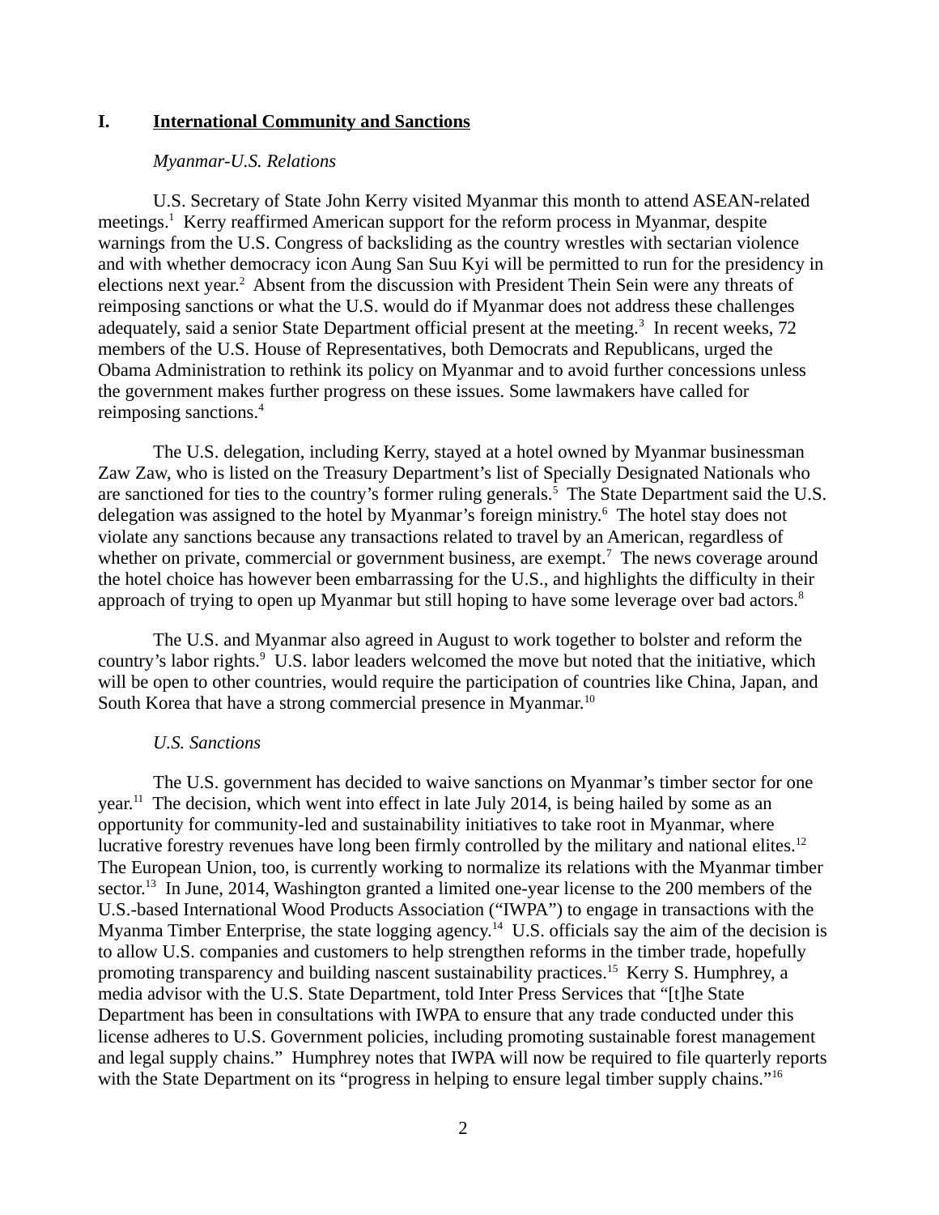## I. International Community and Sanctions

### *Myanmar-U.S. Relations*

U.S. Secretary of State John Kerry visited Myanmar this month to attend ASEAN-related meetings.[1] Kerry reaffirmed American support for the reform process in Myanmar, despite warnings from the U.S. Congress of backsliding as the country wrestles with sectarian violence and with whether democracy icon Aung San Suu Kyi will be permitted to run for the presidency in elections next year.[2] Absent from the discussion with President Thein Sein were any threats of reimposing sanctions or what the U.S. would do if Myanmar does not address these challenges adequately, said a senior State Department official present at the meeting.[3] In recent weeks, 72 members of the U.S. House of Representatives, both Democrats and Republicans, urged the Obama Administration to rethink its policy on Myanmar and to avoid further concessions unless the government makes further progress on these issues. Some lawmakers have called for reimposing sanctions.[4]

The U.S. delegation, including Kerry, stayed at a hotel owned by Myanmar businessman Zaw Zaw, who is listed on the Treasury Department's list of Specially Designated Nationals who are sanctioned for ties to the country's former ruling generals.[5] The State Department said the U.S. delegation was assigned to the hotel by Myanmar's foreign ministry.[6] The hotel stay does not violate any sanctions because any transactions related to travel by an American, regardless of whether on private, commercial or government business, are exempt.[7] The news coverage around the hotel choice has however been embarrassing for the U.S., and highlights the difficulty in their approach of trying to open up Myanmar but still hoping to have some leverage over bad actors.[8]

The U.S. and Myanmar also agreed in August to work together to bolster and reform the country's labor rights.[9] U.S. labor leaders welcomed the move but noted that the initiative, which will be open to other countries, would require the participation of countries like China, Japan, and South Korea that have a strong commercial presence in Myanmar.[10]

### *U.S. Sanctions*

The U.S. government has decided to waive sanctions on Myanmar's timber sector for one year.[11] The decision, which went into effect in late July 2014, is being hailed by some as an opportunity for community-led and sustainability initiatives to take root in Myanmar, where lucrative forestry revenues have long been firmly controlled by the military and national elites.[12] The European Union, too, is currently working to normalize its relations with the Myanmar timber sector.[13] In June, 2014, Washington granted a limited one-year license to the 200 members of the U.S.-based International Wood Products Association ("IWPA") to engage in transactions with the Myanma Timber Enterprise, the state logging agency.[14] U.S. officials say the aim of the decision is to allow U.S. companies and customers to help strengthen reforms in the timber trade, hopefully promoting transparency and building nascent sustainability practices.[15] Kerry S. Humphrey, a media advisor with the U.S. State Department, told Inter Press Services that "[t]he State Department has been in consultations with IWPA to ensure that any trade conducted under this license adheres to U.S. Government policies, including promoting sustainable forest management and legal supply chains." Humphrey notes that IWPA will now be required to file quarterly reports with the State Department on its "progress in helping to ensure legal timber supply chains."[16]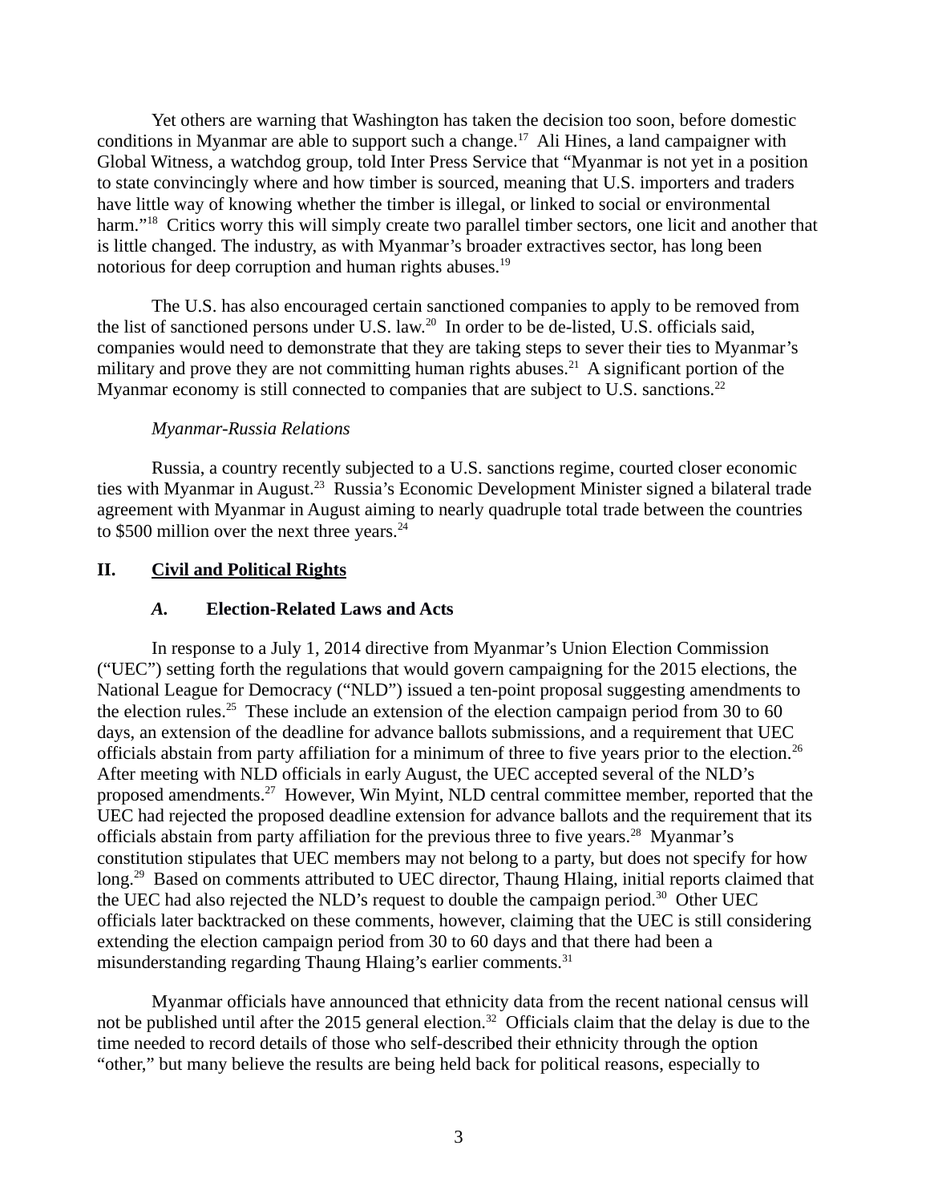Yet others are warning that Washington has taken the decision too soon, before domestic conditions in Myanmar are able to support such a change.[17] Ali Hines, a land campaigner with Global Witness, a watchdog group, told Inter Press Service that "Myanmar is not yet in a position to state convincingly where and how timber is sourced, meaning that U.S. importers and traders have little way of knowing whether the timber is illegal, or linked to social or environmental harm."[18] Critics worry this will simply create two parallel timber sectors, one licit and another that is little changed. The industry, as with Myanmar's broader extractives sector, has long been notorious for deep corruption and human rights abuses.[19]

The U.S. has also encouraged certain sanctioned companies to apply to be removed from the list of sanctioned persons under U.S. law.[20] In order to be de-listed, U.S. officials said, companies would need to demonstrate that they are taking steps to sever their ties to Myanmar's military and prove they are not committing human rights abuses.[21] A significant portion of the Myanmar economy is still connected to companies that are subject to U.S. sanctions.[22]

*Myanmar-Russia Relations*

Russia, a country recently subjected to a U.S. sanctions regime, courted closer economic ties with Myanmar in August.[23] Russia's Economic Development Minister signed a bilateral trade agreement with Myanmar in August aiming to nearly quadruple total trade between the countries to $500 million over the next three years.[24]

## II. Civil and Political Rights

### *A.* Election-Related Laws and Acts

In response to a July 1, 2014 directive from Myanmar's Union Election Commission ("UEC") setting forth the regulations that would govern campaigning for the 2015 elections, the National League for Democracy ("NLD") issued a ten-point proposal suggesting amendments to the election rules.[25] These include an extension of the election campaign period from 30 to 60 days, an extension of the deadline for advance ballots submissions, and a requirement that UEC officials abstain from party affiliation for a minimum of three to five years prior to the election.[26] After meeting with NLD officials in early August, the UEC accepted several of the NLD's proposed amendments.[27] However, Win Myint, NLD central committee member, reported that the UEC had rejected the proposed deadline extension for advance ballots and the requirement that its officials abstain from party affiliation for the previous three to five years.[28] Myanmar's constitution stipulates that UEC members may not belong to a party, but does not specify for how long.[29] Based on comments attributed to UEC director, Thaung Hlaing, initial reports claimed that the UEC had also rejected the NLD's request to double the campaign period.[30] Other UEC officials later backtracked on these comments, however, claiming that the UEC is still considering extending the election campaign period from 30 to 60 days and that there had been a misunderstanding regarding Thaung Hlaing's earlier comments.[31]

Myanmar officials have announced that ethnicity data from the recent national census will not be published until after the 2015 general election.[32] Officials claim that the delay is due to the time needed to record details of those who self-described their ethnicity through the option "other," but many believe the results are being held back for political reasons, especially to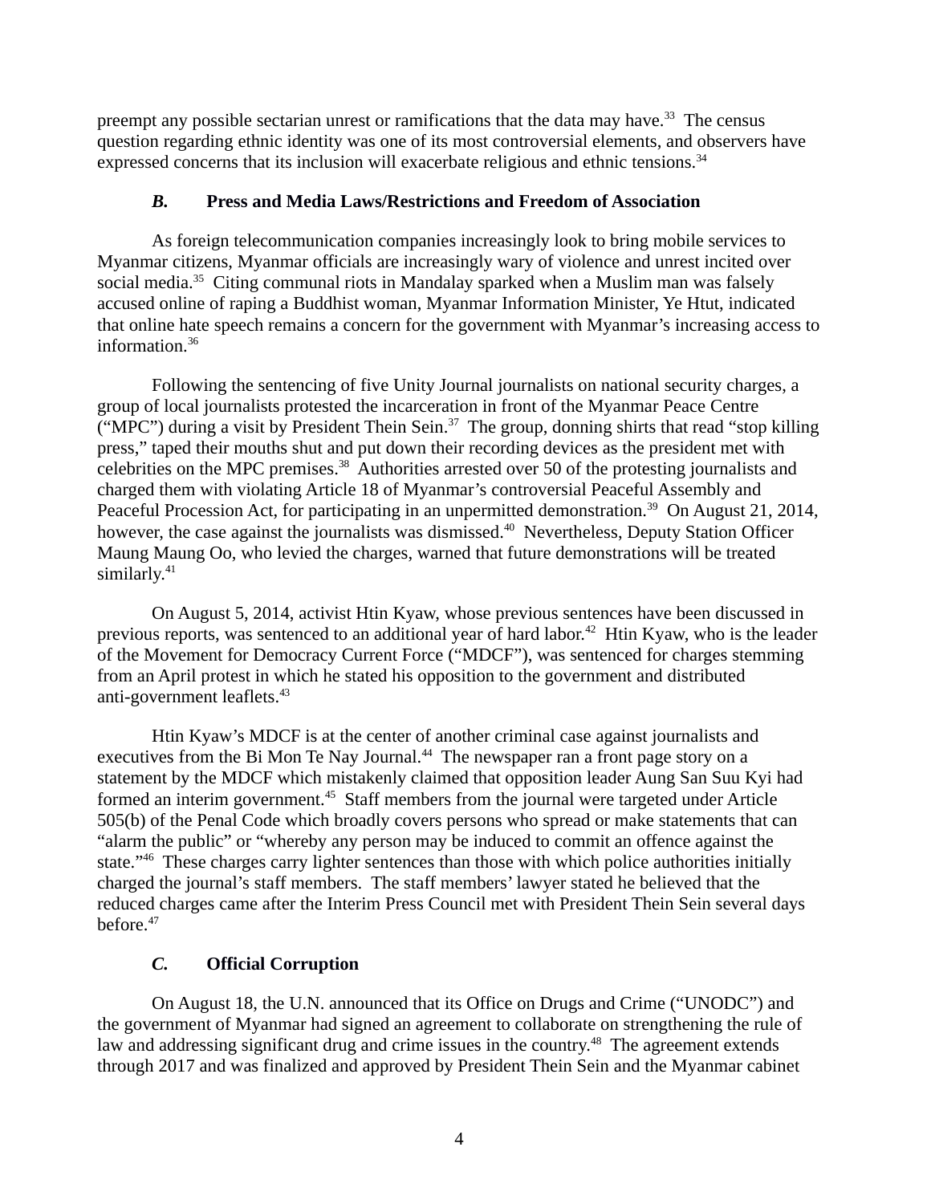preempt any possible sectarian unrest or ramifications that the data may have.[33] The census question regarding ethnic identity was one of its most controversial elements, and observers have expressed concerns that its inclusion will exacerbate religious and ethnic tensions.[34]

### *B.* Press and Media Laws/Restrictions and Freedom of Association

As foreign telecommunication companies increasingly look to bring mobile services to Myanmar citizens, Myanmar officials are increasingly wary of violence and unrest incited over social media.[35] Citing communal riots in Mandalay sparked when a Muslim man was falsely accused online of raping a Buddhist woman, Myanmar Information Minister, Ye Htut, indicated that online hate speech remains a concern for the government with Myanmar's increasing access to information.[36]

Following the sentencing of five Unity Journal journalists on national security charges, a group of local journalists protested the incarceration in front of the Myanmar Peace Centre ("MPC") during a visit by President Thein Sein.[37] The group, donning shirts that read "stop killing press," taped their mouths shut and put down their recording devices as the president met with celebrities on the MPC premises.[38] Authorities arrested over 50 of the protesting journalists and charged them with violating Article 18 of Myanmar's controversial Peaceful Assembly and Peaceful Procession Act, for participating in an unpermitted demonstration.[39] On August 21, 2014, however, the case against the journalists was dismissed.[40] Nevertheless, Deputy Station Officer Maung Maung Oo, who levied the charges, warned that future demonstrations will be treated similarly.[41]

On August 5, 2014, activist Htin Kyaw, whose previous sentences have been discussed in previous reports, was sentenced to an additional year of hard labor.[42] Htin Kyaw, who is the leader of the Movement for Democracy Current Force ("MDCF"), was sentenced for charges stemming from an April protest in which he stated his opposition to the government and distributed anti-government leaflets.[43]

Htin Kyaw's MDCF is at the center of another criminal case against journalists and executives from the Bi Mon Te Nay Journal.[44] The newspaper ran a front page story on a statement by the MDCF which mistakenly claimed that opposition leader Aung San Suu Kyi had formed an interim government.[45] Staff members from the journal were targeted under Article 505(b) of the Penal Code which broadly covers persons who spread or make statements that can "alarm the public" or "whereby any person may be induced to commit an offence against the state."[46] These charges carry lighter sentences than those with which police authorities initially charged the journal's staff members. The staff members' lawyer stated he believed that the reduced charges came after the Interim Press Council met with President Thein Sein several days before.[47]

### *C.* Official Corruption

On August 18, the U.N. announced that its Office on Drugs and Crime ("UNODC") and the government of Myanmar had signed an agreement to collaborate on strengthening the rule of law and addressing significant drug and crime issues in the country.[48] The agreement extends through 2017 and was finalized and approved by President Thein Sein and the Myanmar cabinet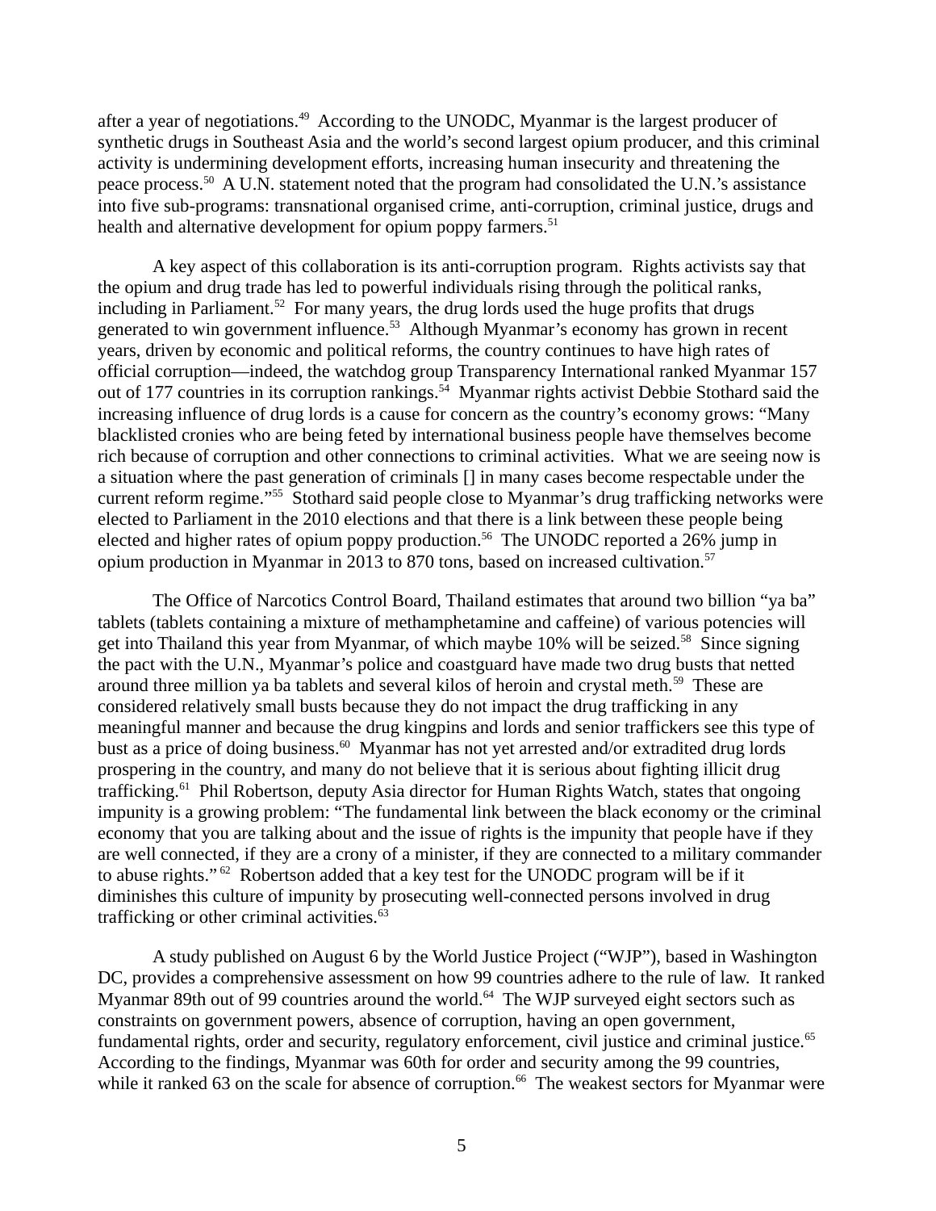after a year of negotiations.[49] According to the UNODC, Myanmar is the largest producer of synthetic drugs in Southeast Asia and the world's second largest opium producer, and this criminal activity is undermining development efforts, increasing human insecurity and threatening the peace process.[50] A U.N. statement noted that the program had consolidated the U.N.'s assistance into five sub-programs: transnational organised crime, anti-corruption, criminal justice, drugs and health and alternative development for opium poppy farmers.[51]

A key aspect of this collaboration is its anti-corruption program. Rights activists say that the opium and drug trade has led to powerful individuals rising through the political ranks, including in Parliament.[52] For many years, the drug lords used the huge profits that drugs generated to win government influence.[53] Although Myanmar's economy has grown in recent years, driven by economic and political reforms, the country continues to have high rates of official corruption—indeed, the watchdog group Transparency International ranked Myanmar 157 out of 177 countries in its corruption rankings.[54] Myanmar rights activist Debbie Stothard said the increasing influence of drug lords is a cause for concern as the country's economy grows: "Many blacklisted cronies who are being feted by international business people have themselves become rich because of corruption and other connections to criminal activities. What we are seeing now is a situation where the past generation of criminals [] in many cases become respectable under the current reform regime."[55] Stothard said people close to Myanmar's drug trafficking networks were elected to Parliament in the 2010 elections and that there is a link between these people being elected and higher rates of opium poppy production.[56] The UNODC reported a 26% jump in opium production in Myanmar in 2013 to 870 tons, based on increased cultivation.[57]

The Office of Narcotics Control Board, Thailand estimates that around two billion "ya ba" tablets (tablets containing a mixture of methamphetamine and caffeine) of various potencies will get into Thailand this year from Myanmar, of which maybe 10% will be seized.[58] Since signing the pact with the U.N., Myanmar's police and coastguard have made two drug busts that netted around three million ya ba tablets and several kilos of heroin and crystal meth.[59] These are considered relatively small busts because they do not impact the drug trafficking in any meaningful manner and because the drug kingpins and lords and senior traffickers see this type of bust as a price of doing business.[60] Myanmar has not yet arrested and/or extradited drug lords prospering in the country, and many do not believe that it is serious about fighting illicit drug trafficking.[61] Phil Robertson, deputy Asia director for Human Rights Watch, states that ongoing impunity is a growing problem: "The fundamental link between the black economy or the criminal economy that you are talking about and the issue of rights is the impunity that people have if they are well connected, if they are a crony of a minister, if they are connected to a military commander to abuse rights."[62] Robertson added that a key test for the UNODC program will be if it diminishes this culture of impunity by prosecuting well-connected persons involved in drug trafficking or other criminal activities.[63]

A study published on August 6 by the World Justice Project ("WJP"), based in Washington DC, provides a comprehensive assessment on how 99 countries adhere to the rule of law. It ranked Myanmar 89th out of 99 countries around the world.[64] The WJP surveyed eight sectors such as constraints on government powers, absence of corruption, having an open government, fundamental rights, order and security, regulatory enforcement, civil justice and criminal justice.[65] According to the findings, Myanmar was 60th for order and security among the 99 countries, while it ranked 63 on the scale for absence of corruption.[66] The weakest sectors for Myanmar were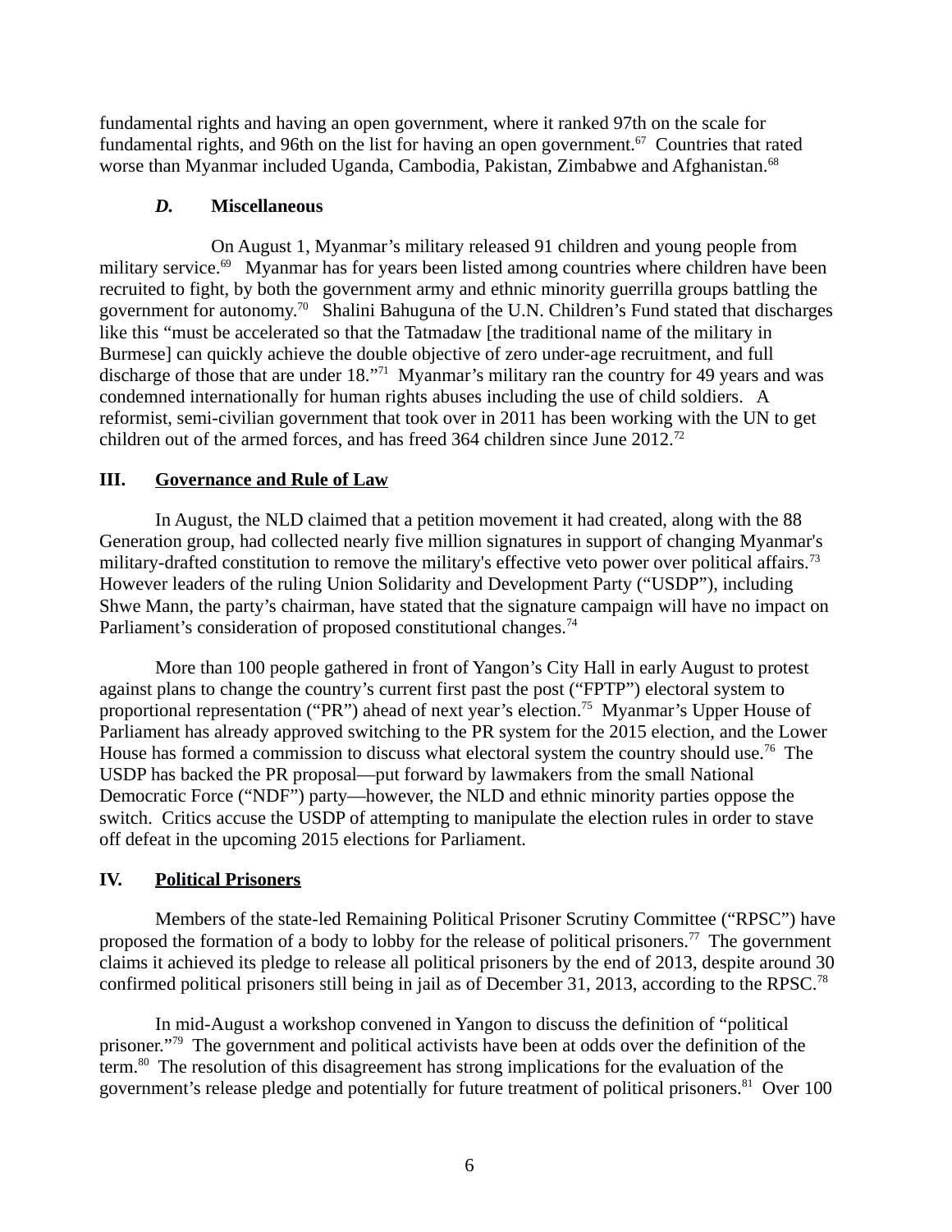fundamental rights and having an open government, where it ranked 97th on the scale for fundamental rights, and 96th on the list for having an open government.[67] Countries that rated worse than Myanmar included Uganda, Cambodia, Pakistan, Zimbabwe and Afghanistan.[68]

### *D.* Miscellaneous

On August 1, Myanmar's military released 91 children and young people from military service.[69] Myanmar has for years been listed among countries where children have been recruited to fight, by both the government army and ethnic minority guerrilla groups battling the government for autonomy.[70] Shalini Bahuguna of the U.N. Children's Fund stated that discharges like this "must be accelerated so that the Tatmadaw [the traditional name of the military in Burmese] can quickly achieve the double objective of zero under-age recruitment, and full discharge of those that are under 18."[71] Myanmar's military ran the country for 49 years and was condemned internationally for human rights abuses including the use of child soldiers. A reformist, semi-civilian government that took over in 2011 has been working with the UN to get children out of the armed forces, and has freed 364 children since June 2012.[72]

## III. Governance and Rule of Law

In August, the NLD claimed that a petition movement it had created, along with the 88 Generation group, had collected nearly five million signatures in support of changing Myanmar's military-drafted constitution to remove the military's effective veto power over political affairs.[73] However leaders of the ruling Union Solidarity and Development Party ("USDP"), including Shwe Mann, the party's chairman, have stated that the signature campaign will have no impact on Parliament's consideration of proposed constitutional changes.[74]

More than 100 people gathered in front of Yangon's City Hall in early August to protest against plans to change the country's current first past the post ("FPTP") electoral system to proportional representation ("PR") ahead of next year's election.[75] Myanmar's Upper House of Parliament has already approved switching to the PR system for the 2015 election, and the Lower House has formed a commission to discuss what electoral system the country should use.[76] The USDP has backed the PR proposal—put forward by lawmakers from the small National Democratic Force ("NDF") party—however, the NLD and ethnic minority parties oppose the switch. Critics accuse the USDP of attempting to manipulate the election rules in order to stave off defeat in the upcoming 2015 elections for Parliament.

## IV. Political Prisoners

Members of the state-led Remaining Political Prisoner Scrutiny Committee ("RPSC") have proposed the formation of a body to lobby for the release of political prisoners.[77] The government claims it achieved its pledge to release all political prisoners by the end of 2013, despite around 30 confirmed political prisoners still being in jail as of December 31, 2013, according to the RPSC.[78]

In mid-August a workshop convened in Yangon to discuss the definition of "political prisoner."[79] The government and political activists have been at odds over the definition of the term.[80] The resolution of this disagreement has strong implications for the evaluation of the government's release pledge and potentially for future treatment of political prisoners.[81] Over 100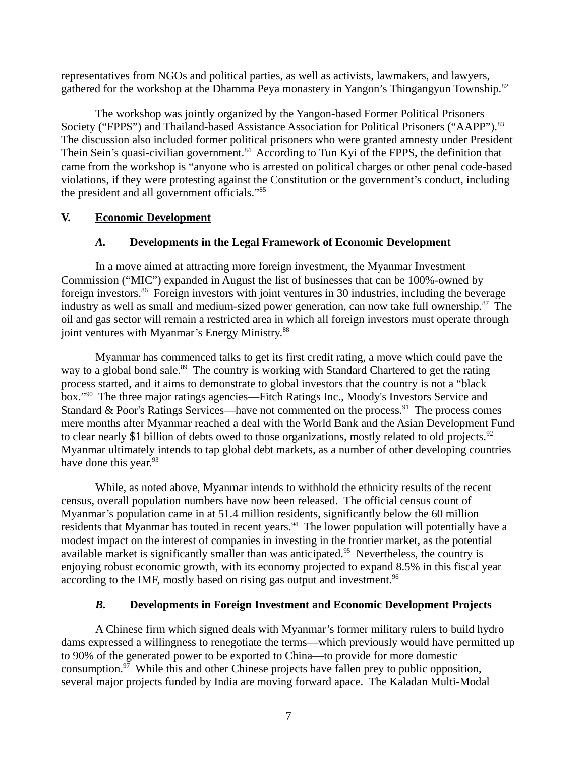representatives from NGOs and political parties, as well as activists, lawmakers, and lawyers, gathered for the workshop at the Dhamma Peya monastery in Yangon's Thingangyun Township.[82]

The workshop was jointly organized by the Yangon-based Former Political Prisoners Society ("FPPS") and Thailand-based Assistance Association for Political Prisoners ("AAPP").[83] The discussion also included former political prisoners who were granted amnesty under President Thein Sein's quasi-civilian government.[84] According to Tun Kyi of the FPPS, the definition that came from the workshop is "anyone who is arrested on political charges or other penal code-based violations, if they were protesting against the Constitution or the government's conduct, including the president and all government officials."[85]

## V. Economic Development

### *A.* Developments in the Legal Framework of Economic Development

In a move aimed at attracting more foreign investment, the Myanmar Investment Commission ("MIC") expanded in August the list of businesses that can be 100%-owned by foreign investors.[86] Foreign investors with joint ventures in 30 industries, including the beverage industry as well as small and medium-sized power generation, can now take full ownership.[87] The oil and gas sector will remain a restricted area in which all foreign investors must operate through joint ventures with Myanmar's Energy Ministry.[88]

Myanmar has commenced talks to get its first credit rating, a move which could pave the way to a global bond sale.[89] The country is working with Standard Chartered to get the rating process started, and it aims to demonstrate to global investors that the country is not a "black box."[90] The three major ratings agencies—Fitch Ratings Inc., Moody's Investors Service and Standard & Poor's Ratings Services—have not commented on the process.[91] The process comes mere months after Myanmar reached a deal with the World Bank and the Asian Development Fund to clear nearly $1 billion of debts owed to those organizations, mostly related to old projects.[92] Myanmar ultimately intends to tap global debt markets, as a number of other developing countries have done this year.[93]

While, as noted above, Myanmar intends to withhold the ethnicity results of the recent census, overall population numbers have now been released. The official census count of Myanmar's population came in at 51.4 million residents, significantly below the 60 million residents that Myanmar has touted in recent years.[94] The lower population will potentially have a modest impact on the interest of companies in investing in the frontier market, as the potential available market is significantly smaller than was anticipated.[95] Nevertheless, the country is enjoying robust economic growth, with its economy projected to expand 8.5% in this fiscal year according to the IMF, mostly based on rising gas output and investment.[96]

### *B.* Developments in Foreign Investment and Economic Development Projects

A Chinese firm which signed deals with Myanmar's former military rulers to build hydro dams expressed a willingness to renegotiate the terms—which previously would have permitted up to 90% of the generated power to be exported to China—to provide for more domestic consumption.[97] While this and other Chinese projects have fallen prey to public opposition, several major projects funded by India are moving forward apace. The Kaladan Multi-Modal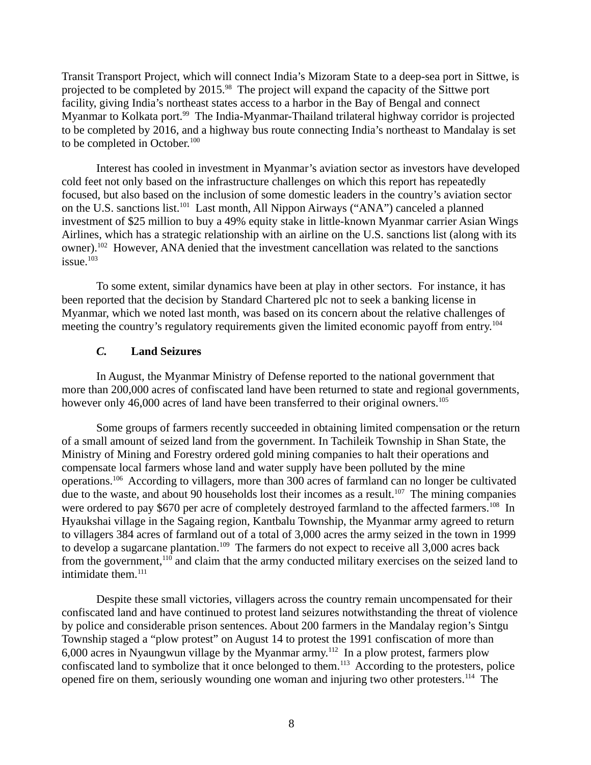Transit Transport Project, which will connect India's Mizoram State to a deep-sea port in Sittwe, is projected to be completed by 2015.[98] The project will expand the capacity of the Sittwe port facility, giving India's northeast states access to a harbor in the Bay of Bengal and connect Myanmar to Kolkata port.[99] The India-Myanmar-Thailand trilateral highway corridor is projected to be completed by 2016, and a highway bus route connecting India's northeast to Mandalay is set to be completed in October.[100]

Interest has cooled in investment in Myanmar's aviation sector as investors have developed cold feet not only based on the infrastructure challenges on which this report has repeatedly focused, but also based on the inclusion of some domestic leaders in the country's aviation sector on the U.S. sanctions list.[101] Last month, All Nippon Airways ("ANA") canceled a planned investment of $25 million to buy a 49% equity stake in little-known Myanmar carrier Asian Wings Airlines, which has a strategic relationship with an airline on the U.S. sanctions list (along with its owner).[102] However, ANA denied that the investment cancellation was related to the sanctions issue.[103]

To some extent, similar dynamics have been at play in other sectors. For instance, it has been reported that the decision by Standard Chartered plc not to seek a banking license in Myanmar, which we noted last month, was based on its concern about the relative challenges of meeting the country's regulatory requirements given the limited economic payoff from entry.[104]

### *C.* Land Seizures

In August, the Myanmar Ministry of Defense reported to the national government that more than 200,000 acres of confiscated land have been returned to state and regional governments, however only 46,000 acres of land have been transferred to their original owners.[105]

Some groups of farmers recently succeeded in obtaining limited compensation or the return of a small amount of seized land from the government. In Tachileik Township in Shan State, the Ministry of Mining and Forestry ordered gold mining companies to halt their operations and compensate local farmers whose land and water supply have been polluted by the mine operations.[106] According to villagers, more than 300 acres of farmland can no longer be cultivated due to the waste, and about 90 households lost their incomes as a result.[107] The mining companies were ordered to pay $670 per acre of completely destroyed farmland to the affected farmers.[108] In Hyaukshai village in the Sagaing region, Kantbalu Township, the Myanmar army agreed to return to villagers 384 acres of farmland out of a total of 3,000 acres the army seized in the town in 1999 to develop a sugarcane plantation.[109] The farmers do not expect to receive all 3,000 acres back from the government,[110] and claim that the army conducted military exercises on the seized land to intimidate them.[111]

Despite these small victories, villagers across the country remain uncompensated for their confiscated land and have continued to protest land seizures notwithstanding the threat of violence by police and considerable prison sentences. About 200 farmers in the Mandalay region's Sintgu Township staged a "plow protest" on August 14 to protest the 1991 confiscation of more than 6,000 acres in Nyaungwun village by the Myanmar army.[112] In a plow protest, farmers plow confiscated land to symbolize that it once belonged to them.[113] According to the protesters, police opened fire on them, seriously wounding one woman and injuring two other protesters.[114] The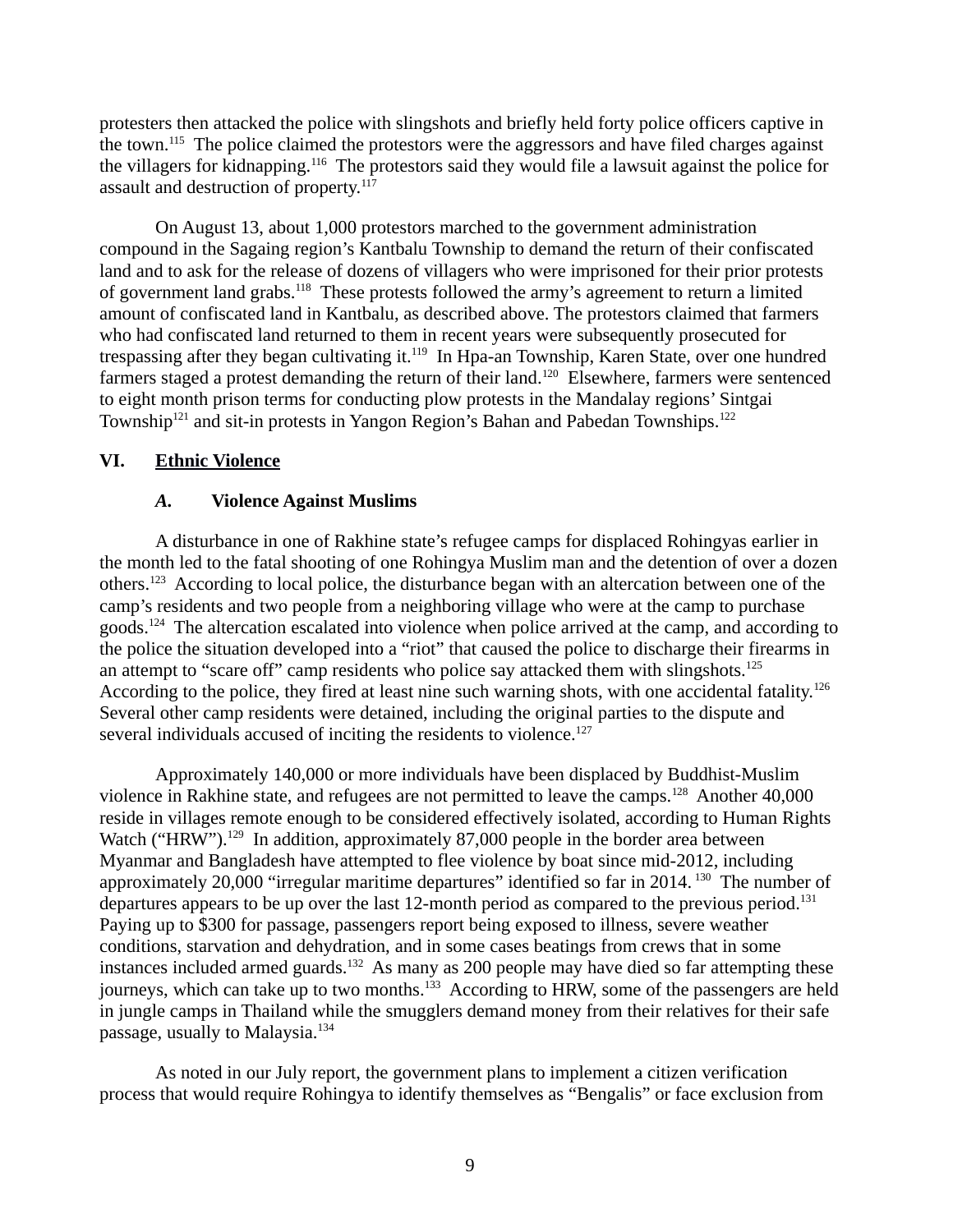protesters then attacked the police with slingshots and briefly held forty police officers captive in the town.[115] The police claimed the protestors were the aggressors and have filed charges against the villagers for kidnapping.[116] The protestors said they would file a lawsuit against the police for assault and destruction of property.[117]

On August 13, about 1,000 protestors marched to the government administration compound in the Sagaing region's Kantbalu Township to demand the return of their confiscated land and to ask for the release of dozens of villagers who were imprisoned for their prior protests of government land grabs.[118] These protests followed the army's agreement to return a limited amount of confiscated land in Kantbalu, as described above. The protestors claimed that farmers who had confiscated land returned to them in recent years were subsequently prosecuted for trespassing after they began cultivating it.[119] In Hpa-an Township, Karen State, over one hundred farmers staged a protest demanding the return of their land.[120] Elsewhere, farmers were sentenced to eight month prison terms for conducting plow protests in the Mandalay regions' Sintgai Township[121] and sit-in protests in Yangon Region's Bahan and Pabedan Townships.[122]

## VI. Ethnic Violence

### *A.* Violence Against Muslims

A disturbance in one of Rakhine state's refugee camps for displaced Rohingyas earlier in the month led to the fatal shooting of one Rohingya Muslim man and the detention of over a dozen others.[123] According to local police, the disturbance began with an altercation between one of the camp's residents and two people from a neighboring village who were at the camp to purchase goods.[124] The altercation escalated into violence when police arrived at the camp, and according to the police the situation developed into a "riot" that caused the police to discharge their firearms in an attempt to "scare off" camp residents who police say attacked them with slingshots.[125] According to the police, they fired at least nine such warning shots, with one accidental fatality.[126] Several other camp residents were detained, including the original parties to the dispute and several individuals accused of inciting the residents to violence.[127]

Approximately 140,000 or more individuals have been displaced by Buddhist-Muslim violence in Rakhine state, and refugees are not permitted to leave the camps.[128] Another 40,000 reside in villages remote enough to be considered effectively isolated, according to Human Rights Watch ("HRW").[129] In addition, approximately 87,000 people in the border area between Myanmar and Bangladesh have attempted to flee violence by boat since mid-2012, including approximately 20,000 "irregular maritime departures" identified so far in 2014.[130] The number of departures appears to be up over the last 12-month period as compared to the previous period.[131] Paying up to $300 for passage, passengers report being exposed to illness, severe weather conditions, starvation and dehydration, and in some cases beatings from crews that in some instances included armed guards.[132] As many as 200 people may have died so far attempting these journeys, which can take up to two months.[133] According to HRW, some of the passengers are held in jungle camps in Thailand while the smugglers demand money from their relatives for their safe passage, usually to Malaysia.[134]

As noted in our July report, the government plans to implement a citizen verification process that would require Rohingya to identify themselves as "Bengalis" or face exclusion from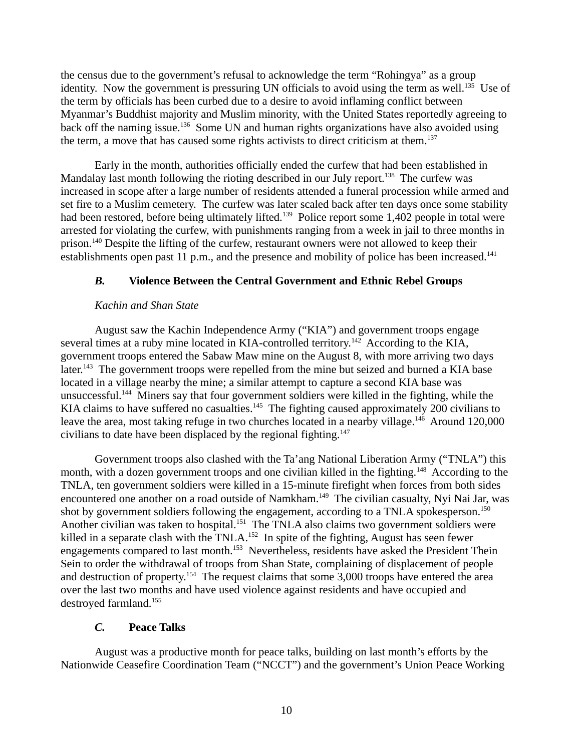the census due to the government's refusal to acknowledge the term "Rohingya" as a group identity. Now the government is pressuring UN officials to avoid using the term as well.[135] Use of the term by officials has been curbed due to a desire to avoid inflaming conflict between Myanmar's Buddhist majority and Muslim minority, with the United States reportedly agreeing to back off the naming issue.[136] Some UN and human rights organizations have also avoided using the term, a move that has caused some rights activists to direct criticism at them.[137]

Early in the month, authorities officially ended the curfew that had been established in Mandalay last month following the rioting described in our July report.[138] The curfew was increased in scope after a large number of residents attended a funeral procession while armed and set fire to a Muslim cemetery. The curfew was later scaled back after ten days once some stability had been restored, before being ultimately lifted.[139] Police report some 1,402 people in total were arrested for violating the curfew, with punishments ranging from a week in jail to three months in prison.[140] Despite the lifting of the curfew, restaurant owners were not allowed to keep their establishments open past 11 p.m., and the presence and mobility of police has been increased.[141]

### *B.* Violence Between the Central Government and Ethnic Rebel Groups

*Kachin and Shan State*

August saw the Kachin Independence Army ("KIA") and government troops engage several times at a ruby mine located in KIA-controlled territory.[142] According to the KIA, government troops entered the Sabaw Maw mine on the August 8, with more arriving two days later.[143] The government troops were repelled from the mine but seized and burned a KIA base located in a village nearby the mine; a similar attempt to capture a second KIA base was unsuccessful.[144] Miners say that four government soldiers were killed in the fighting, while the KIA claims to have suffered no casualties.[145] The fighting caused approximately 200 civilians to leave the area, most taking refuge in two churches located in a nearby village.[146] Around 120,000 civilians to date have been displaced by the regional fighting.[147]

Government troops also clashed with the Ta'ang National Liberation Army ("TNLA") this month, with a dozen government troops and one civilian killed in the fighting.[148] According to the TNLA, ten government soldiers were killed in a 15-minute firefight when forces from both sides encountered one another on a road outside of Namkham.[149] The civilian casualty, Nyi Nai Jar, was shot by government soldiers following the engagement, according to a TNLA spokesperson.[150] Another civilian was taken to hospital.[151] The TNLA also claims two government soldiers were killed in a separate clash with the TNLA.[152] In spite of the fighting, August has seen fewer engagements compared to last month.[153] Nevertheless, residents have asked the President Thein Sein to order the withdrawal of troops from Shan State, complaining of displacement of people and destruction of property.[154] The request claims that some 3,000 troops have entered the area over the last two months and have used violence against residents and have occupied and destroyed farmland.[155]

### *C.* Peace Talks

August was a productive month for peace talks, building on last month's efforts by the Nationwide Ceasefire Coordination Team ("NCCT") and the government's Union Peace Working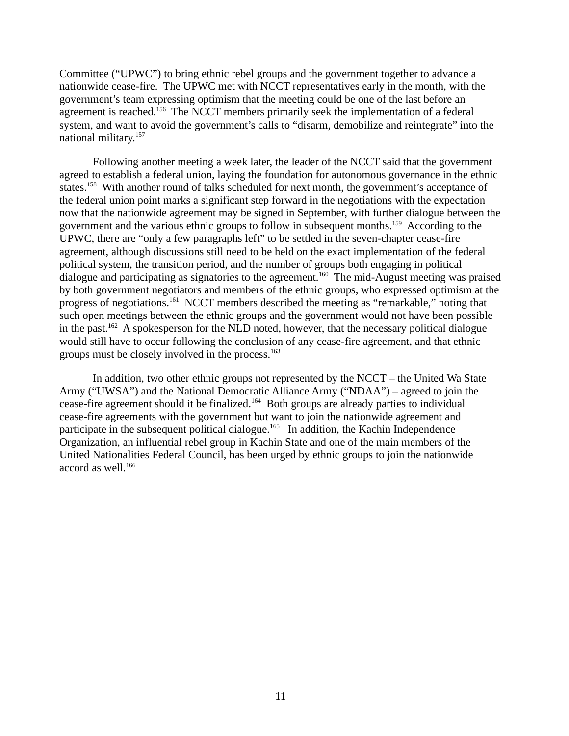Committee (“UPWC”) to bring ethnic rebel groups and the government together to advance a nationwide cease-fire. The UPWC met with NCCT representatives early in the month, with the government’s team expressing optimism that the meeting could be one of the last before an agreement is reached.[156] The NCCT members primarily seek the implementation of a federal system, and want to avoid the government’s calls to “disarm, demobilize and reintegrate” into the national military.[157]

Following another meeting a week later, the leader of the NCCT said that the government agreed to establish a federal union, laying the foundation for autonomous governance in the ethnic states.[158] With another round of talks scheduled for next month, the government’s acceptance of the federal union point marks a significant step forward in the negotiations with the expectation now that the nationwide agreement may be signed in September, with further dialogue between the government and the various ethnic groups to follow in subsequent months.[159] According to the UPWC, there are “only a few paragraphs left” to be settled in the seven-chapter cease-fire agreement, although discussions still need to be held on the exact implementation of the federal political system, the transition period, and the number of groups both engaging in political dialogue and participating as signatories to the agreement.[160] The mid-August meeting was praised by both government negotiators and members of the ethnic groups, who expressed optimism at the progress of negotiations.[161] NCCT members described the meeting as “remarkable,” noting that such open meetings between the ethnic groups and the government would not have been possible in the past.[162] A spokesperson for the NLD noted, however, that the necessary political dialogue would still have to occur following the conclusion of any cease-fire agreement, and that ethnic groups must be closely involved in the process.[163]

In addition, two other ethnic groups not represented by the NCCT – the United Wa State Army (“UWSA”) and the National Democratic Alliance Army (“NDAA”) – agreed to join the cease-fire agreement should it be finalized.[164] Both groups are already parties to individual cease-fire agreements with the government but want to join the nationwide agreement and participate in the subsequent political dialogue.[165] In addition, the Kachin Independence Organization, an influential rebel group in Kachin State and one of the main members of the United Nationalities Federal Council, has been urged by ethnic groups to join the nationwide accord as well.[166]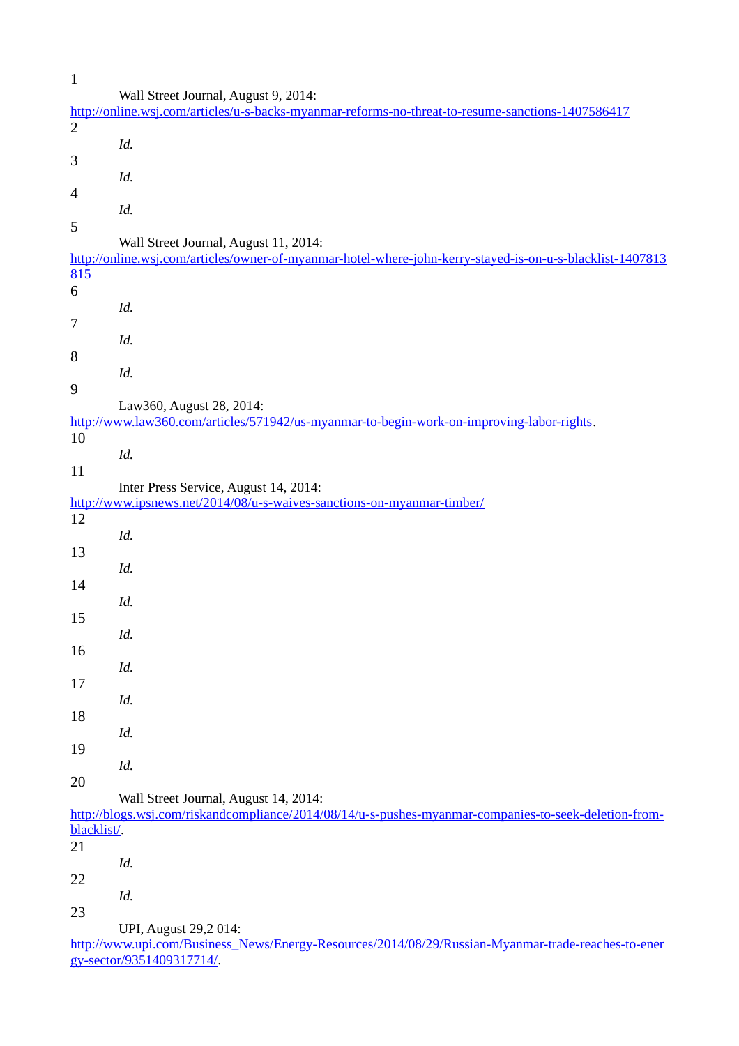1 Wall Street Journal, August 9, 2014: http://online.wsj.com/articles/u-s-backs-myanmar-reforms-no-threat-to-resume-sanctions-1407586417

2 *Id.*

3 *Id.*

4 *Id.*

5 Wall Street Journal, August 11, 2014: http://online.wsj.com/articles/owner-of-myanmar-hotel-where-john-kerry-stayed-is-on-u-s-blacklist-1407813815

6 *Id.*

7 *Id.*

8 *Id.*

9 Law360, August 28, 2014: http://www.law360.com/articles/571942/us-myanmar-to-begin-work-on-improving-labor-rights.

10 *Id.*

11 Inter Press Service, August 14, 2014: http://www.ipsnews.net/2014/08/u-s-waives-sanctions-on-myanmar-timber/

12 *Id.*

13 *Id.*

14 *Id.*

15 *Id.*

16 *Id.*

17 *Id.*

18 *Id.*

19 *Id.*

20 Wall Street Journal, August 14, 2014: http://blogs.wsj.com/riskandcompliance/2014/08/14/u-s-pushes-myanmar-companies-to-seek-deletion-from-blacklist/.

21 *Id.*

22 *Id.*

23 UPI, August 29,2 014: http://www.upi.com/Business_News/Energy-Resources/2014/08/29/Russian-Myanmar-trade-reaches-to-energy-sector/9351409317714/.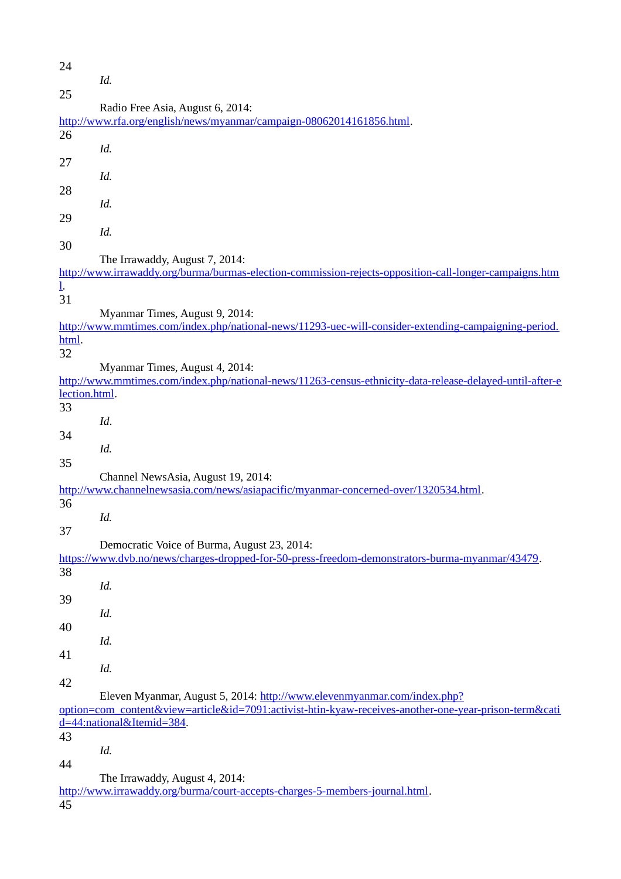24 *Id.*

25 Radio Free Asia, August 6, 2014: http://www.rfa.org/english/news/myanmar/campaign-08062014161856.html.

26 *Id.*

27 *Id.*

28 *Id.*

29 *Id.*

30 The Irrawaddy, August 7, 2014: http://www.irrawaddy.org/burma/burmas-election-commission-rejects-opposition-call-longer-campaigns.html.

31 Myanmar Times, August 9, 2014: http://www.mmtimes.com/index.php/national-news/11293-uec-will-consider-extending-campaigning-period.html.

32 Myanmar Times, August 4, 2014: http://www.mmtimes.com/index.php/national-news/11263-census-ethnicity-data-release-delayed-until-after-election.html.

33 *Id*.

34 *Id.*

35 Channel NewsAsia, August 19, 2014: http://www.channelnewsasia.com/news/asiapacific/myanmar-concerned-over/1320534.html.

36 *Id.*

37 Democratic Voice of Burma, August 23, 2014: https://www.dvb.no/news/charges-dropped-for-50-press-freedom-demonstrators-burma-myanmar/43479.

38 *Id.*

39 *Id.*

40 *Id.*

41 *Id.*

42 Eleven Myanmar, August 5, 2014: http://www.elevenmyanmar.com/index.php?option=com_content&view=article&id=7091:activist-htin-kyaw-receives-another-one-year-prison-term&catid=44:national&Itemid=384.

43 *Id.*

44 The Irrawaddy, August 4, 2014: http://www.irrawaddy.org/burma/court-accepts-charges-5-members-journal.html.

45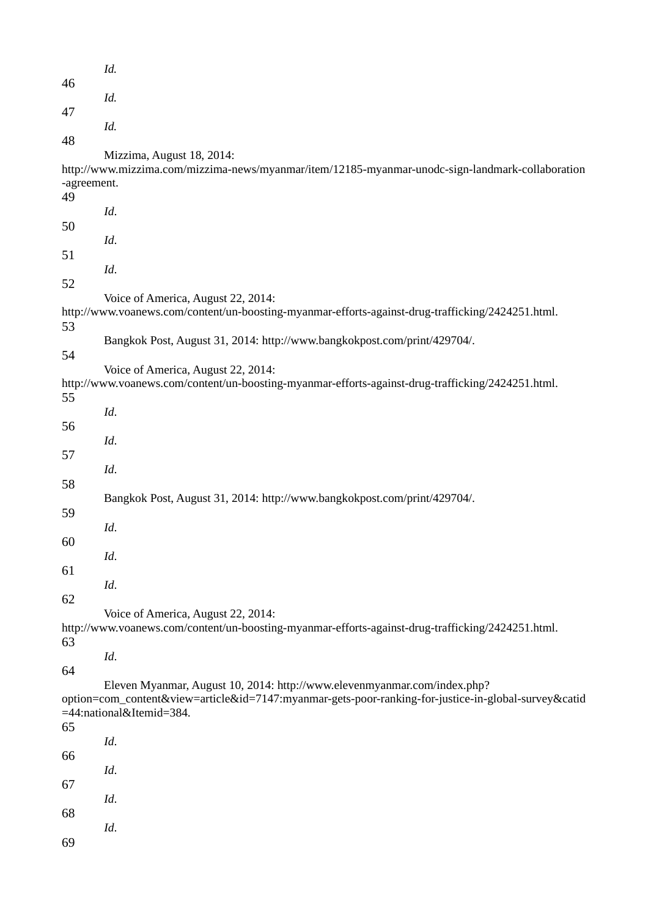*Id.*

46

*Id.*

47

*Id.*

48

Mizzima, August 18, 2014: http://www.mizzima.com/mizzima-news/myanmar/item/12185-myanmar-unodc-sign-landmark-collaboration-agreement.

49

*Id*.

50

*Id*.

51

*Id*.

52

Voice of America, August 22, 2014: http://www.voanews.com/content/un-boosting-myanmar-efforts-against-drug-trafficking/2424251.html.

53

Bangkok Post, August 31, 2014: http://www.bangkokpost.com/print/429704/.

54

Voice of America, August 22, 2014: http://www.voanews.com/content/un-boosting-myanmar-efforts-against-drug-trafficking/2424251.html.

55

*Id*.

56

*Id*.

57

*Id*.

58

Bangkok Post, August 31, 2014: http://www.bangkokpost.com/print/429704/.

59

*Id*.

60

*Id*.

61

*Id*.

62

Voice of America, August 22, 2014: http://www.voanews.com/content/un-boosting-myanmar-efforts-against-drug-trafficking/2424251.html.

63

*Id*.

64

Eleven Myanmar, August 10, 2014: http://www.elevenmyanmar.com/index.php?option=com_content&view=article&id=7147:myanmar-gets-poor-ranking-for-justice-in-global-survey&catid=44:national&Itemid=384.

65

*Id*.

66

*Id*.

67

*Id*.

68

*Id*.

69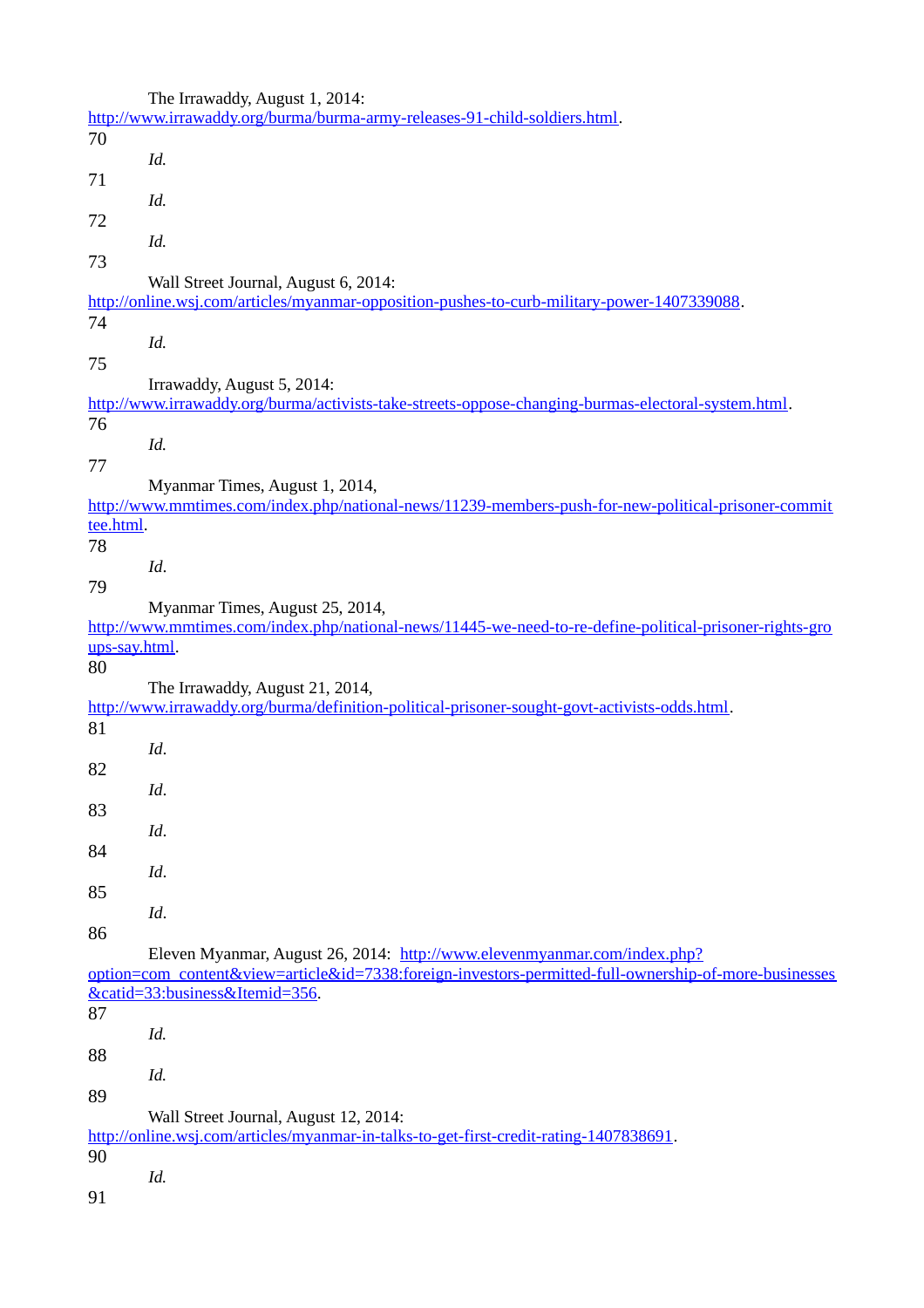The Irrawaddy, August 1, 2014: http://www.irrawaddy.org/burma/burma-army-releases-91-child-soldiers.html.

70
*Id.*

71
*Id.*

72
*Id.*

73
Wall Street Journal, August 6, 2014: http://online.wsj.com/articles/myanmar-opposition-pushes-to-curb-military-power-1407339088.

74
*Id.*

75
Irrawaddy, August 5, 2014: http://www.irrawaddy.org/burma/activists-take-streets-oppose-changing-burmas-electoral-system.html.

76
*Id.*

77
Myanmar Times, August 1, 2014, http://www.mmtimes.com/index.php/national-news/11239-members-push-for-new-political-prisoner-committee.html.

78
*Id*.

79
Myanmar Times, August 25, 2014, http://www.mmtimes.com/index.php/national-news/11445-we-need-to-re-define-political-prisoner-rights-groups-say.html.

80
The Irrawaddy, August 21, 2014, http://www.irrawaddy.org/burma/definition-political-prisoner-sought-govt-activists-odds.html.

81
*Id*.

82
*Id*.

83
*Id*.

84
*Id*.

85
*Id*.

86
Eleven Myanmar, August 26, 2014: http://www.elevenmyanmar.com/index.php?option=com_content&view=article&id=7338:foreign-investors-permitted-full-ownership-of-more-businesses&catid=33:business&Itemid=356.

87
*Id.*

88
*Id.*

89
Wall Street Journal, August 12, 2014: http://online.wsj.com/articles/myanmar-in-talks-to-get-first-credit-rating-1407838691.

90
*Id.*

91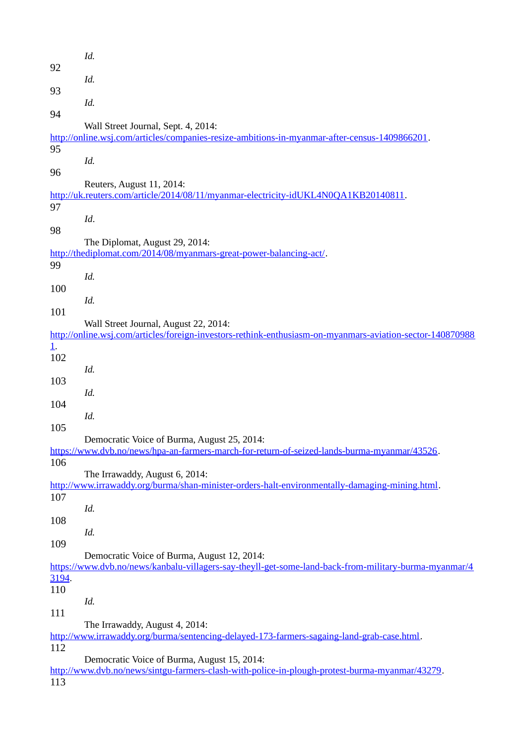*Id.*

92 *Id.*

93 *Id.*

94 Wall Street Journal, Sept. 4, 2014: http://online.wsj.com/articles/companies-resize-ambitions-in-myanmar-after-census-1409866201.

95 *Id.*

96 Reuters, August 11, 2014: http://uk.reuters.com/article/2014/08/11/myanmar-electricity-idUKL4N0QA1KB20140811.

97 *Id*.

98 The Diplomat, August 29, 2014: http://thediplomat.com/2014/08/myanmars-great-power-balancing-act/.

99 *Id.*

100 *Id.*

101 Wall Street Journal, August 22, 2014: http://online.wsj.com/articles/foreign-investors-rethink-enthusiasm-on-myanmars-aviation-sector-1408709881.

102 *Id.*

103 *Id.*

104 *Id.*

105 Democratic Voice of Burma, August 25, 2014: https://www.dvb.no/news/hpa-an-farmers-march-for-return-of-seized-lands-burma-myanmar/43526.

106 The Irrawaddy, August 6, 2014: http://www.irrawaddy.org/burma/shan-minister-orders-halt-environmentally-damaging-mining.html.

107 *Id.*

108 *Id.*

109 Democratic Voice of Burma, August 12, 2014: https://www.dvb.no/news/kanbalu-villagers-say-theyll-get-some-land-back-from-military-burma-myanmar/43194.

110 *Id.*

111 The Irrawaddy, August 4, 2014: http://www.irrawaddy.org/burma/sentencing-delayed-173-farmers-sagaing-land-grab-case.html.

112 Democratic Voice of Burma, August 15, 2014: http://www.dvb.no/news/sintgu-farmers-clash-with-police-in-plough-protest-burma-myanmar/43279.

113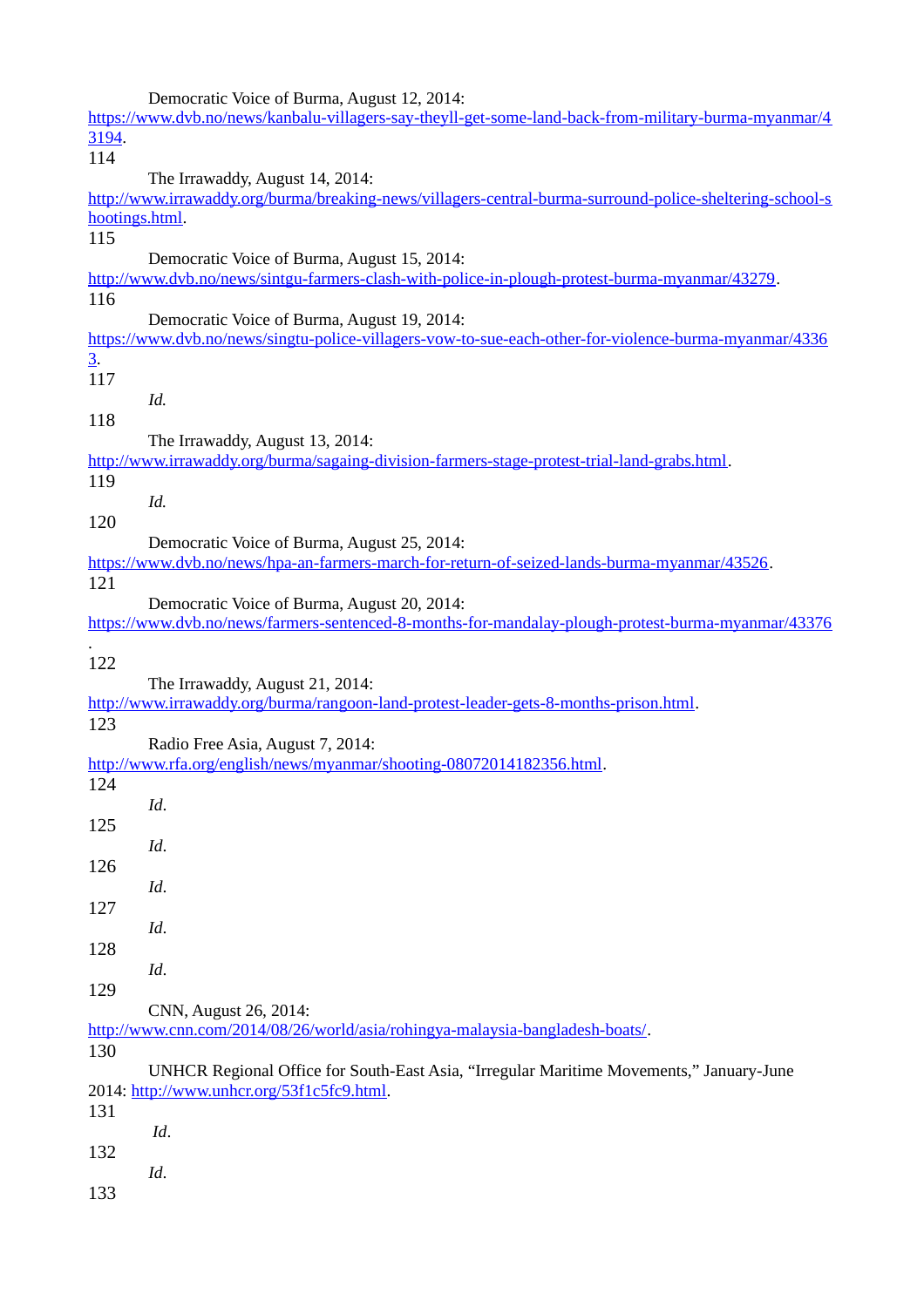Democratic Voice of Burma, August 12, 2014: https://www.dvb.no/news/kanbalu-villagers-say-theyll-get-some-land-back-from-military-burma-myanmar/43194.

114

The Irrawaddy, August 14, 2014: http://www.irrawaddy.org/burma/breaking-news/villagers-central-burma-surround-police-sheltering-school-shootings.html.

115

Democratic Voice of Burma, August 15, 2014: http://www.dvb.no/news/sintgu-farmers-clash-with-police-in-plough-protest-burma-myanmar/43279.

116

Democratic Voice of Burma, August 19, 2014: https://www.dvb.no/news/singtu-police-villagers-vow-to-sue-each-other-for-violence-burma-myanmar/43363.

117

*Id.*

118

The Irrawaddy, August 13, 2014: http://www.irrawaddy.org/burma/sagaing-division-farmers-stage-protest-trial-land-grabs.html.

119

*Id.*

120

Democratic Voice of Burma, August 25, 2014: https://www.dvb.no/news/hpa-an-farmers-march-for-return-of-seized-lands-burma-myanmar/43526.

121

Democratic Voice of Burma, August 20, 2014: https://www.dvb.no/news/farmers-sentenced-8-months-for-mandalay-plough-protest-burma-myanmar/43376.

122

The Irrawaddy, August 21, 2014: http://www.irrawaddy.org/burma/rangoon-land-protest-leader-gets-8-months-prison.html.

123

Radio Free Asia, August 7, 2014: http://www.rfa.org/english/news/myanmar/shooting-08072014182356.html.

124

*Id*.

125

*Id*.

126

*Id*.

127

*Id*.

128

*Id*.

129

CNN, August 26, 2014: http://www.cnn.com/2014/08/26/world/asia/rohingya-malaysia-bangladesh-boats/.

130

UNHCR Regional Office for South-East Asia, "Irregular Maritime Movements," January-June 2014: http://www.unhcr.org/53f1c5fc9.html.

131

*Id*.

132

*Id*.

133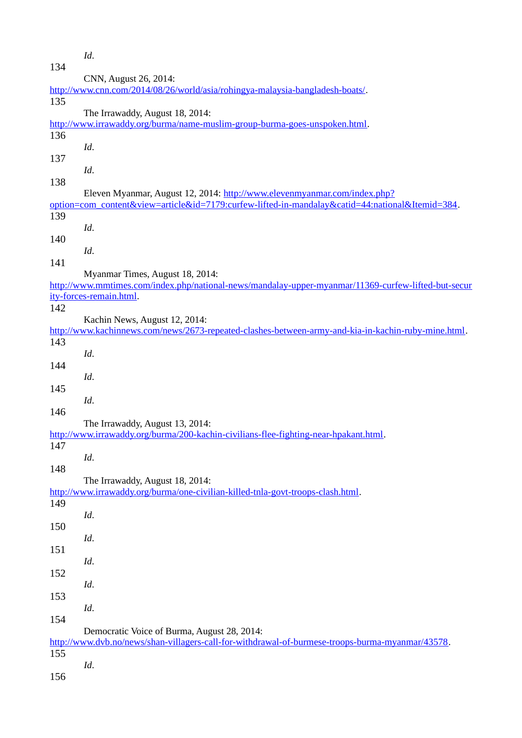*Id*.

134

CNN, August 26, 2014: http://www.cnn.com/2014/08/26/world/asia/rohingya-malaysia-bangladesh-boats/.

135

The Irrawaddy, August 18, 2014: http://www.irrawaddy.org/burma/name-muslim-group-burma-goes-unspoken.html.

136

*Id*.

137

*Id*.

138

Eleven Myanmar, August 12, 2014: http://www.elevenmyanmar.com/index.php?option=com_content&view=article&id=7179:curfew-lifted-in-mandalay&catid=44:national&Itemid=384.

139

*Id*.

140

*Id*.

141

Myanmar Times, August 18, 2014: http://www.mmtimes.com/index.php/national-news/mandalay-upper-myanmar/11369-curfew-lifted-but-security-forces-remain.html.

142

Kachin News, August 12, 2014: http://www.kachinnews.com/news/2673-repeated-clashes-between-army-and-kia-in-kachin-ruby-mine.html.

143

*Id*.

144

*Id*.

145

*Id*.

146

The Irrawaddy, August 13, 2014: http://www.irrawaddy.org/burma/200-kachin-civilians-flee-fighting-near-hpakant.html.

147

*Id*.

148

The Irrawaddy, August 18, 2014: http://www.irrawaddy.org/burma/one-civilian-killed-tnla-govt-troops-clash.html.

149

*Id*.

150

*Id*.

151

*Id*.

152

*Id*.

153

*Id*.

154

Democratic Voice of Burma, August 28, 2014: http://www.dvb.no/news/shan-villagers-call-for-withdrawal-of-burmese-troops-burma-myanmar/43578.

155

*Id*.

156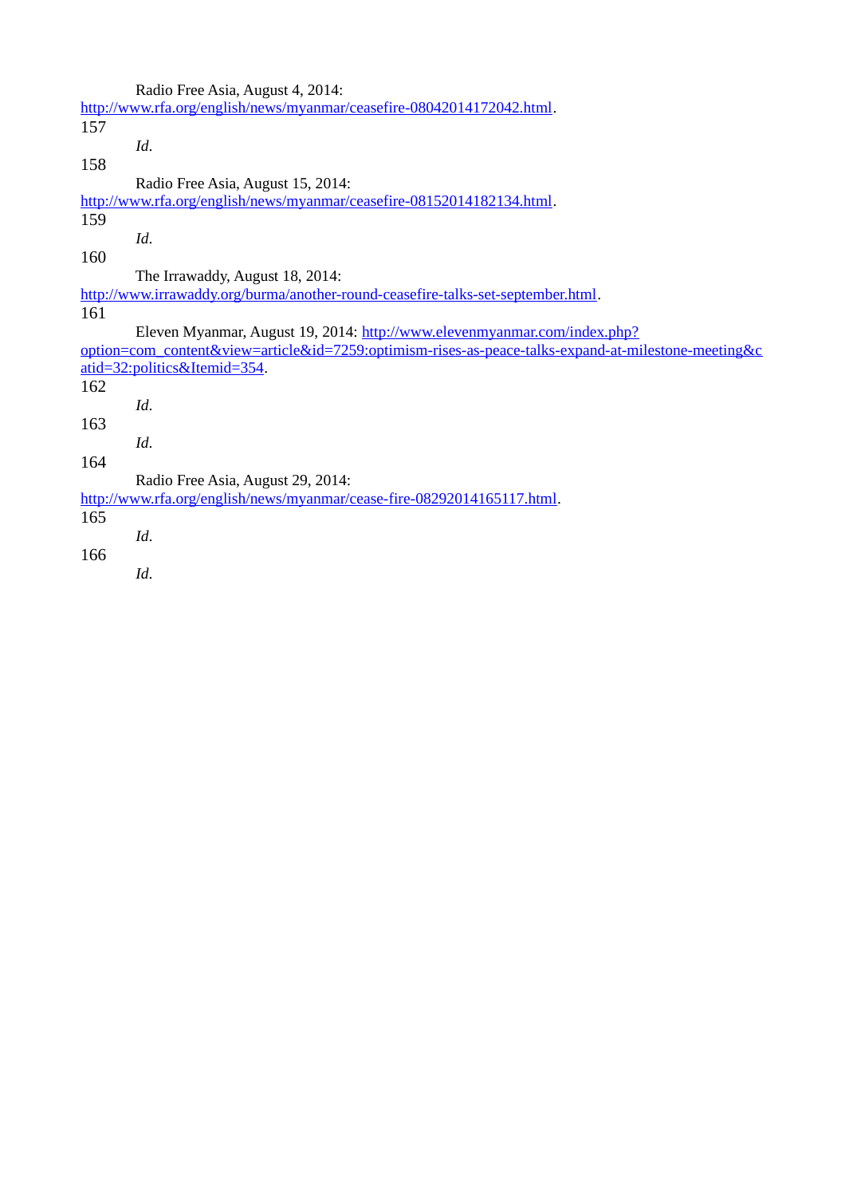Radio Free Asia, August 4, 2014: http://www.rfa.org/english/news/myanmar/ceasefire-08042014172042.html.

157 *Id*.

158 Radio Free Asia, August 15, 2014: http://www.rfa.org/english/news/myanmar/ceasefire-08152014182134.html.

159 *Id*.

160 The Irrawaddy, August 18, 2014: http://www.irrawaddy.org/burma/another-round-ceasefire-talks-set-september.html.

161 Eleven Myanmar, August 19, 2014: http://www.elevenmyanmar.com/index.php?option=com_content&view=article&id=7259:optimism-rises-as-peace-talks-expand-at-milestone-meeting&catid=32:politics&Itemid=354.

162 *Id*.

163 *Id*.

164 Radio Free Asia, August 29, 2014: http://www.rfa.org/english/news/myanmar/cease-fire-08292014165117.html.

165 *Id*.

166 *Id*.